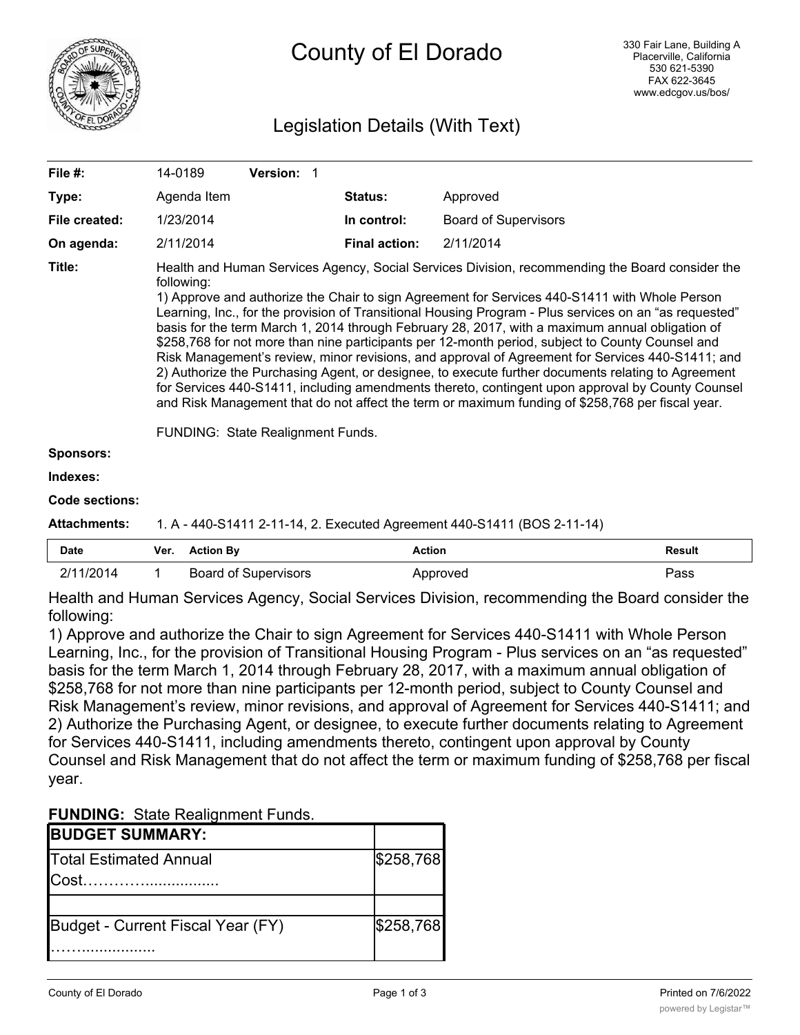# County of El Dorado

330 Fair Lane, Building A
Placerville, California
530 621-5390
FAX 622-3645
www.edcgov.us/bos/

## Legislation Details (With Text)

| | | | |
|---|---|---|---|
| **File #:** | 14-0189 **Version:** 1 | | |
| **Type:** | Agenda Item | **Status:** | Approved |
| **File created:** | 1/23/2014 | **In control:** | Board of Supervisors |
| **On agenda:** | 2/11/2014 | **Final action:** | 2/11/2014 |

**Title:** Health and Human Services Agency, Social Services Division, recommending the Board consider the following:
1) Approve and authorize the Chair to sign Agreement for Services 440-S1411 with Whole Person Learning, Inc., for the provision of Transitional Housing Program - Plus services on an "as requested" basis for the term March 1, 2014 through February 28, 2017, with a maximum annual obligation of $258,768 for not more than nine participants per 12-month period, subject to County Counsel and Risk Management's review, minor revisions, and approval of Agreement for Services 440-S1411; and
2) Authorize the Purchasing Agent, or designee, to execute further documents relating to Agreement for Services 440-S1411, including amendments thereto, contingent upon approval by County Counsel and Risk Management that do not affect the term or maximum funding of $258,768 per fiscal year.

FUNDING: State Realignment Funds.

**Sponsors:**

**Indexes:**

**Code sections:**

**Attachments:** 1. A - 440-S1411 2-11-14, 2. Executed Agreement 440-S1411 (BOS 2-11-14)

| Date | Ver. | Action By | Action | Result |
|---|---|---|---|---|
| 2/11/2014 | 1 | Board of Supervisors | Approved | Pass |

Health and Human Services Agency, Social Services Division, recommending the Board consider the following:
1) Approve and authorize the Chair to sign Agreement for Services 440-S1411 with Whole Person Learning, Inc., for the provision of Transitional Housing Program - Plus services on an "as requested" basis for the term March 1, 2014 through February 28, 2017, with a maximum annual obligation of $258,768 for not more than nine participants per 12-month period, subject to County Counsel and Risk Management's review, minor revisions, and approval of Agreement for Services 440-S1411; and
2) Authorize the Purchasing Agent, or designee, to execute further documents relating to Agreement for Services 440-S1411, including amendments thereto, contingent upon approval by County Counsel and Risk Management that do not affect the term or maximum funding of $258,768 per fiscal year.

**FUNDING:** State Realignment Funds.

| **BUDGET SUMMARY:** | |
|---|---|
| Total Estimated Annual Cost………….................. | $258,768 |
| | |
| Budget - Current Fiscal Year (FY) ……................... | $258,768 |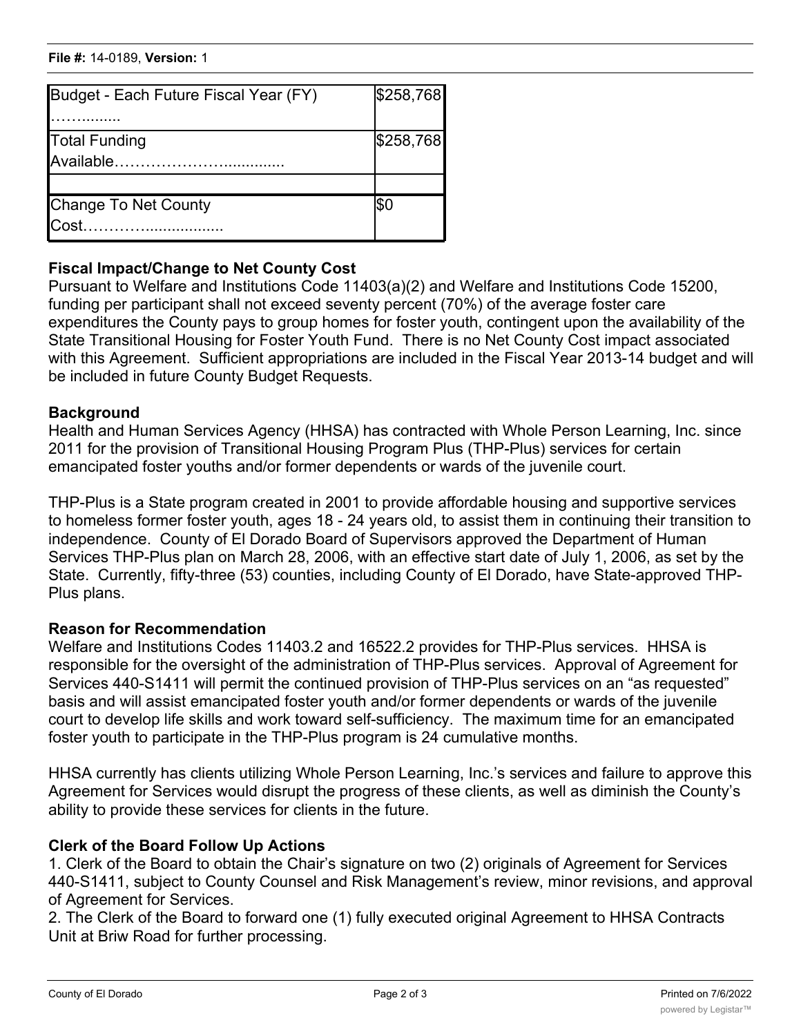| Budget - Each Future Fiscal Year (FY) ……......... | $258,768 |
|---|---|
| Total Funding Available……………………............. | $258,768 |
| | |
| Change To Net County Cost…………….................. | $0 |

## Fiscal Impact/Change to Net County Cost

Pursuant to Welfare and Institutions Code 11403(a)(2) and Welfare and Institutions Code 15200, funding per participant shall not exceed seventy percent (70%) of the average foster care expenditures the County pays to group homes for foster youth, contingent upon the availability of the State Transitional Housing for Foster Youth Fund. There is no Net County Cost impact associated with this Agreement. Sufficient appropriations are included in the Fiscal Year 2013-14 budget and will be included in future County Budget Requests.

## Background

Health and Human Services Agency (HHSA) has contracted with Whole Person Learning, Inc. since 2011 for the provision of Transitional Housing Program Plus (THP-Plus) services for certain emancipated foster youths and/or former dependents or wards of the juvenile court.

THP-Plus is a State program created in 2001 to provide affordable housing and supportive services to homeless former foster youth, ages 18 - 24 years old, to assist them in continuing their transition to independence. County of El Dorado Board of Supervisors approved the Department of Human Services THP-Plus plan on March 28, 2006, with an effective start date of July 1, 2006, as set by the State. Currently, fifty-three (53) counties, including County of El Dorado, have State-approved THP-Plus plans.

## Reason for Recommendation

Welfare and Institutions Codes 11403.2 and 16522.2 provides for THP-Plus services. HHSA is responsible for the oversight of the administration of THP-Plus services. Approval of Agreement for Services 440-S1411 will permit the continued provision of THP-Plus services on an "as requested" basis and will assist emancipated foster youth and/or former dependents or wards of the juvenile court to develop life skills and work toward self-sufficiency. The maximum time for an emancipated foster youth to participate in the THP-Plus program is 24 cumulative months.

HHSA currently has clients utilizing Whole Person Learning, Inc.'s services and failure to approve this Agreement for Services would disrupt the progress of these clients, as well as diminish the County's ability to provide these services for clients in the future.

## Clerk of the Board Follow Up Actions

1. Clerk of the Board to obtain the Chair's signature on two (2) originals of Agreement for Services 440-S1411, subject to County Counsel and Risk Management's review, minor revisions, and approval of Agreement for Services.
2. The Clerk of the Board to forward one (1) fully executed original Agreement to HHSA Contracts Unit at Briw Road for further processing.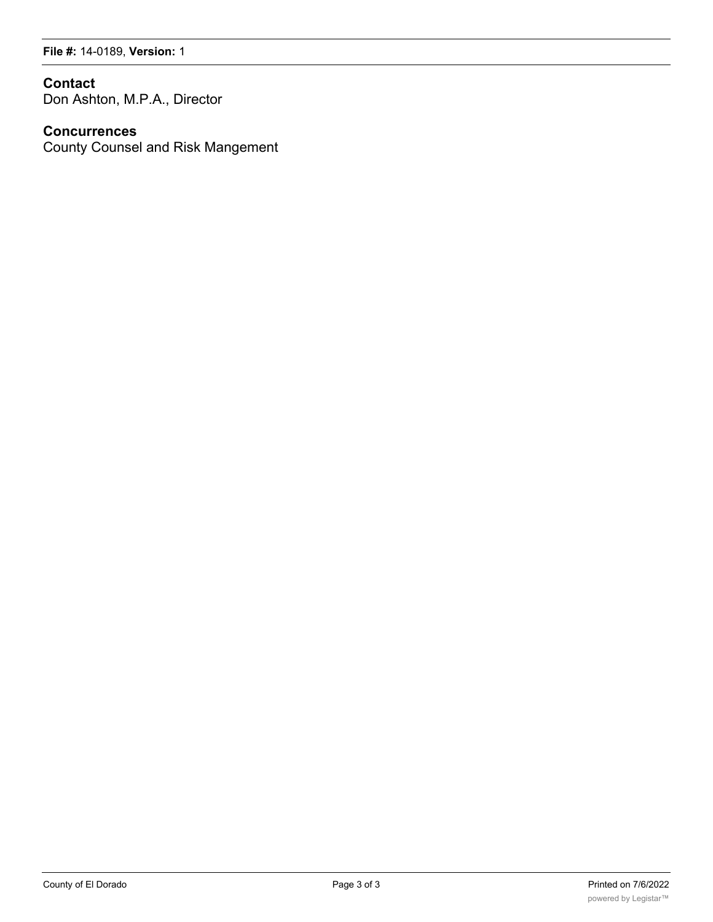## Contact

Don Ashton, M.P.A., Director

## Concurrences

County Counsel and Risk Mangement